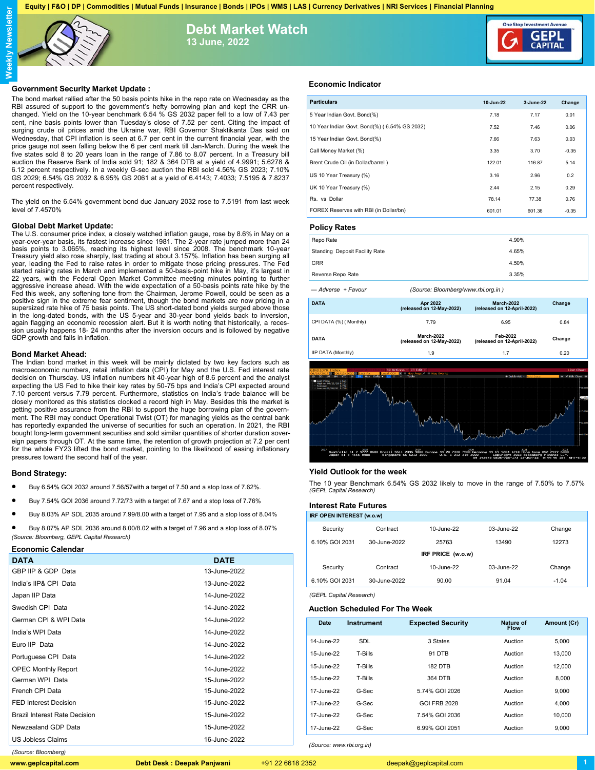# Debt Market Watch

**13 June, 2022**

## Government Security Market Update :

The bond market rallied after the 50 basis points hike in the repo rate on Wednesday as the RBI assured of support to the government's hefty borrowing plan and kept the CRR un-changed. Yield on the 10-year benchmark 6.54 % GS 2032 paper fell to a low of 7.43 per cent, nine basis points lower than Tuesday's close of 7.52 per cent. Citing the impact of surging crude oil prices amid the Ukraine war, RBI Governor Shaktikanta Das said on Wednesday, that CPI inflation is seen at 6.7 per cent in the current financial year, with the price gauge not seen falling below the 6 per cent mark till Jan-March. During the week the five states sold 8 to 20 years loan in the range of 7.86 to 8.07 percent. In a Treasury bill auction the Reserve Bank of India sold 91; 182 & 364 DTB at a yield of 4.9991; 5.6278 & 6.12 percent respectively. In a weekly G-sec auction the RBI sold 4.56% GS 2023; 7.10% GS 2029; 6.54% GS 2032 & 6.95% GS 2061 at a yield of 6.4143; 7.4033; 7.5195 & 7.8237 percent respectively.

The yield on the 6.54% government bond due January 2032 rose to 7.5191 from last week level of 7.4570%

## Global Debt Market Update:

The U.S. consumer price index, a closely watched inflation gauge, rose by 8.6% in May on a year-over-year basis, its fastest increase since 1981. The 2-year rate jumped more than 24 basis points to 3.065%, reaching its highest level since 2008. The benchmark 10-year Treasury yield also rose sharply, last trading at about 3.157%. Inflation has been surging all year, leading the Fed to raise rates in order to mitigate those pricing pressures. The Fed started raising rates in March and implemented a 50-basis-point hike in May, it's largest in 22 years, with the Federal Open Market Committee meeting minutes pointing to further aggressive increase ahead. With the wide expectation of a 50-basis points rate hike by the Fed this week, any softening tone from the Chairman, Jerome Powell, could be seen as a positive sign in the extreme fear sentiment, though the bond markets are now pricing in a supersized rate hike of 75 basis points. The US short-dated bond yields surged above those in the long-dated bonds, with the US 5-year and 30-year bond yields back to inversion, again flagging an economic recession alert. But it is worth noting that historically, a recession usually happens 18- 24 months after the inversion occurs and is followed by negative GDP growth and falls in inflation.

## Bond Market Ahead:

The Indian bond market in this week will be mainly dictated by two key factors such as macroeconomic numbers, retail inflation data (CPI) for May and the U.S. Fed interest rate decision on Thursday. US inflation numbers hit 40-year high of 8.6 percent and the analyst expecting the US Fed to hike their key rates by 50-75 bps and India's CPI expected around 7.10 percent versus 7.79 percent. Furthermore, India's trade balance will be closely monitored as this statistics clocked a record high in May. Besides this the market is getting positive assurance from the RBI to support the huge borrowing plan of the government. The RBI may conduct Operational Twist (OT) for managing yields as the central bank has reportedly expanded the universe of securities for such an operation. In 2021, the RBI bought long-term government securities and sold similar quantities of shorter duration sovereign papers through OT. At the same time, the retention of growth projection at 7.2 per cent for the whole FY23 lifted the bond market, pointing to the likelihood of easing inflationary pressures toward the second half of the year.

## Bond Strategy:

- Buy 6.54% GOI 2032 around 7.56/57with a target of 7.50 and a stop loss of 7.62%.
- Buy 7.54% GOI 2036 around 7.72/73 with a target of 7.67 and a stop loss of 7.76%.
- Buy 8.03% AP SDL 2035 around 7.99/8.00 with a target of 7.95 and a stop loss of 8.04%
- Buy 8.07% AP SDL 2036 around 8.00/8.02 with a target of 7.96 and a stop loss of 8.07%

*(Source: Bloomberg, GEPL Capital Research)*

## Economic Calendar

| DATA | DATE |
|---|---|
| GBP IIP & GDP Data | 13-June-2022 |
| India's IIP& CPI Data | 13-June-2022 |
| Japan IIP Data | 14-June-2022 |
| Swedish CPI Data | 14-June-2022 |
| German CPI & WPI Data | 14-June-2022 |
| India's WPI Data | 14-June-2022 |
| Euro IIP Data | 14-June-2022 |
| Portuguese CPI Data | 14-June-2022 |
| OPEC Monthly Report | 14-June-2022 |
| German WPI Data | 15-June-2022 |
| French CPI Data | 15-June-2022 |
| FED Interest Decision | 15-June-2022 |
| Brazil Interest Rate Decision | 15-June-2022 |
| Newzealand GDP Data | 15-June-2022 |
| US Jobless Claims | 16-June-2022 |

*(Source: Bloomberg)*

## Economic Indicator

| Particulars | 10-Jun-22 | 3-June-22 | Change |
|---|---|---|---|
| 5 Year Indian Govt. Bond(%) | 7.18 | 7.17 | 0.01 |
| 10 Year Indian Govt. Bond(%) ( 6.54% GS 2032) | 7.52 | 7.46 | 0.06 |
| 15 Year Indian Govt. Bond(%) | 7.66 | 7.63 | 0.03 |
| Call Money Market (%) | 3.35 | 3.70 | -0.35 |
| Brent Crude Oil (in Dollar/barrel ) | 122.01 | 116.87 | 5.14 |
| US 10 Year Treasury (%) | 3.16 | 2.96 | 0.2 |
| UK 10 Year Treasury (%) | 2.44 | 2.15 | 0.29 |
| Rs. vs Dollar | 78.14 | 77.38 | 0.76 |
| FOREX Reserves with RBI (in Dollar/bn) | 601.01 | 601.36 | -0.35 |

## Policy Rates

| | |
|---|---|
| Repo Rate | 4.90% |
| Standing Deposit Facility Rate | 4.65% |
| CRR | 4.50% |
| Reverse Repo Rate | 3.35% |

*— Adverse + Favour* *(Source: Bloomberg/www.rbi.org.in )*

| DATA | Apr 2022 (released on 12-May-2022) | March-2022 (released on 12-April-2022) | Change |
|---|---|---|---|
| CPI DATA (%) ( Monthly) | 7.79 | 6.95 | 0.84 |
| **DATA** | **March-2022 (released on 12-May-2022)** | **Feb-2022 (released on 12-April-2022)** | **Change** |
| IIP DATA (Monthly) | 1.9 | 1.7 | 0.20 |

GIND10YR Index

## Yield Outlook for the week

The 10 year Benchmark 6.54% GS 2032 likely to move in the range of 7.50% to 7.57%

*(GEPL Capital Research)*

## Interest Rate Futures

| IRF OPEN INTEREST (w.o.w) | | | | |
|---|---|---|---|---|
| Security | Contract | 10-June-22 | 03-June-22 | Change |
| 6.10% GOI 2031 | 30-June-2022 | 25763 | 13490 | 12273 |
| **IRF PRICE (w.o.w)** | | | | |
| Security | Contract | 10-June-22 | 03-June-22 | Change |
| 6.10% GOI 2031 | 30-June-2022 | 90.00 | 91.04 | -1.04 |

*(GEPL Capital Research)*

## Auction Scheduled For The Week

| Date | Instrument | Expected Security | Nature of Flow | Amount (Cr) |
|---|---|---|---|---|
| 14-June-22 | SDL | 3 States | Auction | 5,000 |
| 15-June-22 | T-Bills | 91 DTB | Auction | 13,000 |
| 15-June-22 | T-Bills | 182 DTB | Auction | 12,000 |
| 15-June-22 | T-Bills | 364 DTB | Auction | 8,000 |
| 17-June-22 | G-Sec | 5.74% GOI 2026 | Auction | 9,000 |
| 17-June-22 | G-Sec | GOI FRB 2028 | Auction | 4,000 |
| 17-June-22 | G-Sec | 7.54% GOI 2036 | Auction | 10,000 |
| 17-June-22 | G-Sec | 6.99% GOI 2051 | Auction | 9,000 |

*(Source: www.rbi.org.in)*

www.geplcapital.com | Debt Desk : Deepak Panjwani | +91 22 6618 2352 | deepak@geplcapital.com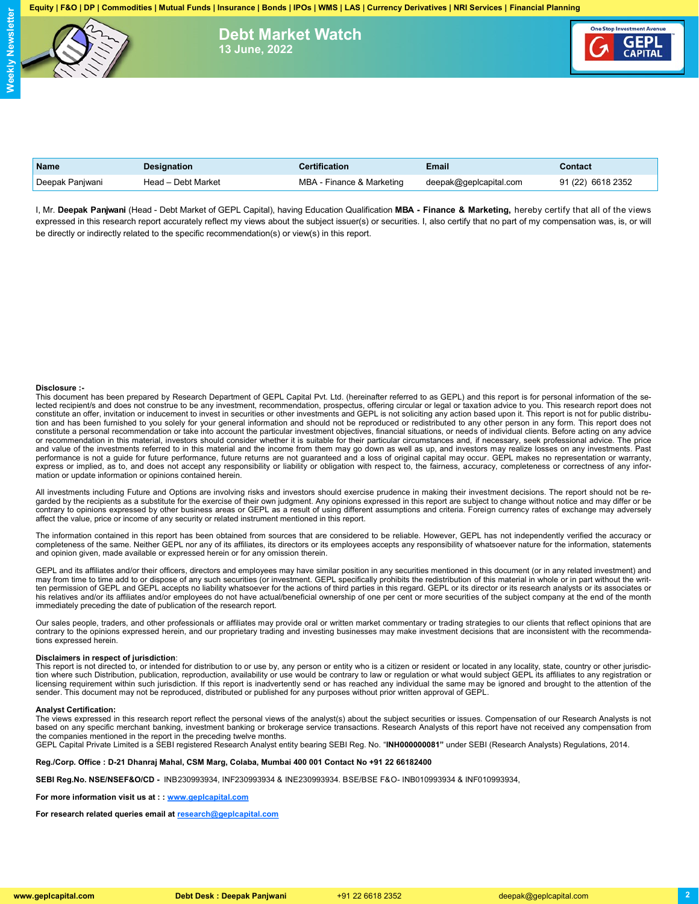| Name | Designation | Certification | Email | Contact |
|---|---|---|---|---|
| Deepak Panjwani | Head – Debt Market | MBA - Finance & Marketing | deepak@geplcapital.com | 91 (22) 6618 2352 |

I, Mr. **Deepak Panjwani** (Head - Debt Market of GEPL Capital), having Education Qualification **MBA - Finance & Marketing,** hereby certify that all of the views expressed in this research report accurately reflect my views about the subject issuer(s) or securities. I, also certify that no part of my compensation was, is, or will be directly or indirectly related to the specific recommendation(s) or view(s) in this report.

**Disclosure :-**

This document has been prepared by Research Department of GEPL Capital Pvt. Ltd. (hereinafter referred to as GEPL) and this report is for personal information of the selected recipient/s and does not construe to be any investment, recommendation, prospectus, offering circular or legal or taxation advice to you. This research report does not constitute an offer, invitation or inducement to invest in securities or other investments and GEPL is not soliciting any action based upon it. This report is not for public distribution and has been furnished to you solely for your general information and should not be reproduced or redistributed to any other person in any form. This report does not constitute a personal recommendation or take into account the particular investment objectives, financial situations, or needs of individual clients. Before acting on any advice or recommendation in this material, investors should consider whether it is suitable for their particular circumstances and, if necessary, seek professional advice. The price and value of the investments referred to in this material and the income from them may go down as well as up, and investors may realize losses on any investments. Past performance is not a guide for future performance, future returns are not guaranteed and a loss of original capital may occur. GEPL makes no representation or warranty, express or implied, as to, and does not accept any responsibility or liability or obligation with respect to, the fairness, accuracy, completeness or correctness of any information or update information or opinions contained herein.

All investments including Future and Options are involving risks and investors should exercise prudence in making their investment decisions. The report should not be regarded by the recipients as a substitute for the exercise of their own judgment. Any opinions expressed in this report are subject to change without notice and may differ or be contrary to opinions expressed by other business areas or GEPL as a result of using different assumptions and criteria. Foreign currency rates of exchange may adversely affect the value, price or income of any security or related instrument mentioned in this report.

The information contained in this report has been obtained from sources that are considered to be reliable. However, GEPL has not independently verified the accuracy or completeness of the same. Neither GEPL nor any of its affiliates, its directors or its employees accepts any responsibility of whatsoever nature for the information, statements and opinion given, made available or expressed herein or for any omission therein.

GEPL and its affiliates and/or their officers, directors and employees may have similar position in any securities mentioned in this document (or in any related investment) and may from time to time add to or dispose of any such securities (or investment. GEPL specifically prohibits the redistribution of this material in whole or in part without the written permission of GEPL and GEPL accepts no liability whatsoever for the actions of third parties in this regard. GEPL or its director or its research analysts or its associates or his relatives and/or its affiliates and/or employees do not have actual/beneficial ownership of one per cent or more securities of the subject company at the end of the month immediately preceding the date of publication of the research report.

Our sales people, traders, and other professionals or affiliates may provide oral or written market commentary or trading strategies to our clients that reflect opinions that are contrary to the opinions expressed herein, and our proprietary trading and investing businesses may make investment decisions that are inconsistent with the recommendations expressed herein.

**Disclaimers in respect of jurisdiction**:

This report is not directed to, or intended for distribution to or use by, any person or entity who is a citizen or resident or located in any locality, state, country or other jurisdiction where such Distribution, publication, reproduction, availability or use would be contrary to law or regulation or what would subject GEPL its affiliates to any registration or licensing requirement within such jurisdiction. If this report is inadvertently send or has reached any individual the same may be ignored and brought to the attention of the sender. This document may not be reproduced, distributed or published for any purposes without prior written approval of GEPL.

**Analyst Certification:**

The views expressed in this research report reflect the personal views of the analyst(s) about the subject securities or issues. Compensation of our Research Analysts is not based on any specific merchant banking, investment banking or brokerage service transactions. Research Analysts of this report have not received any compensation from the companies mentioned in the report in the preceding twelve months.
GEPL Capital Private Limited is a SEBI registered Research Analyst entity bearing SEBI Reg. No. "**INH000000081"** under SEBI (Research Analysts) Regulations, 2014.

**Reg./Corp. Office : D-21 Dhanraj Mahal, CSM Marg, Colaba, Mumbai 400 001 Contact No +91 22 66182400**

**SEBI Reg.No. NSE/NSEF&O/CD -** INB230993934, INF230993934 & INE230993934. BSE/BSE F&O- INB010993934 & INF010993934,

**For more information visit us at : : www.geplcapital.com**

**For research related queries email at research@geplcapital.com**